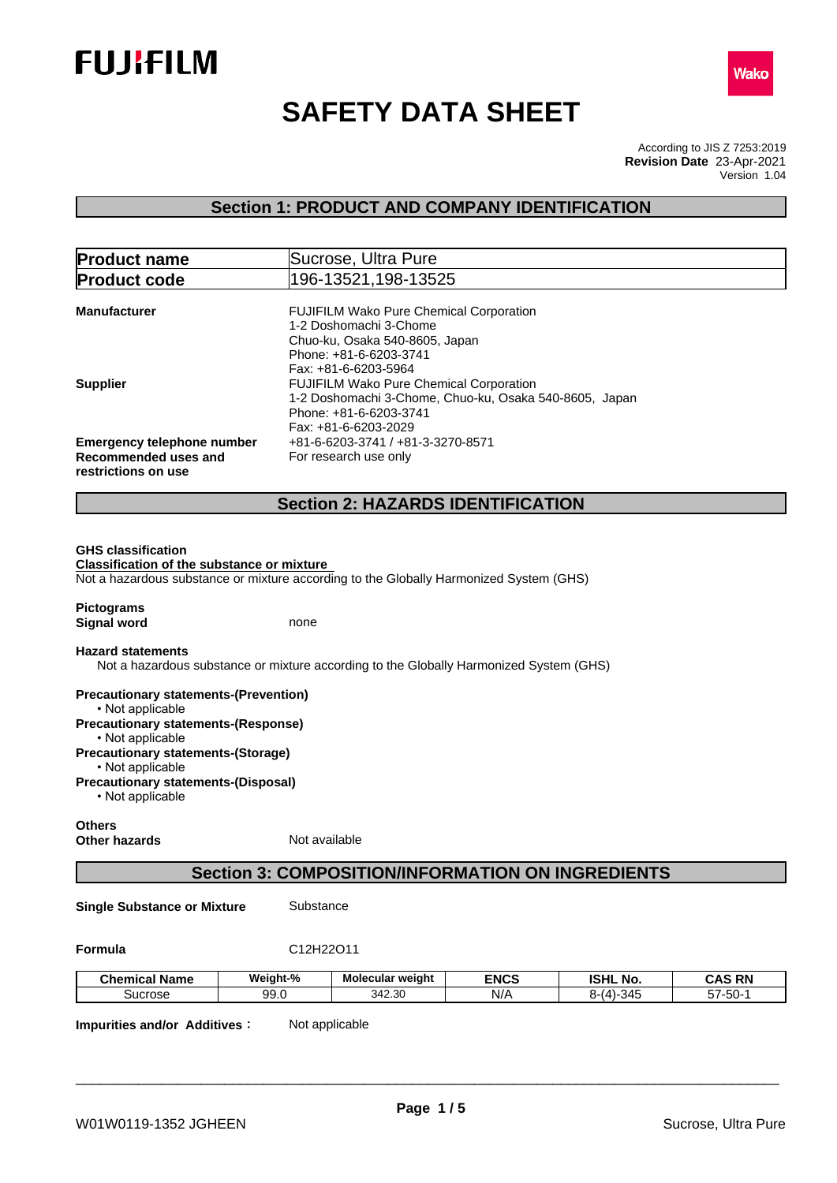FUJIFILM

Wako

# SAFETY DATA SHEET

According to JIS Z 7253:2019
**Revision Date** 23-Apr-2021
Version 1.04

## Section 1: PRODUCT AND COMPANY IDENTIFICATION

| **Product name** | Sucrose, Ultra Pure |
|---|---|
| **Product code** | 196-13521,198-13525 |

**Manufacturer**
FUJIFILM Wako Pure Chemical Corporation
1-2 Doshomachi 3-Chome
Chuo-ku, Osaka 540-8605, Japan
Phone: +81-6-6203-3741
Fax: +81-6-6203-5964

**Supplier**
FUJIFILM Wako Pure Chemical Corporation
1-2 Doshomachi 3-Chome, Chuo-ku, Osaka 540-8605, Japan
Phone: +81-6-6203-3741
Fax: +81-6-6203-2029

**Emergency telephone number** +81-6-6203-3741 / +81-3-3270-8571

**Recommended uses and restrictions on use** For research use only

## Section 2: HAZARDS IDENTIFICATION

**GHS classification**
**Classification of the substance or mixture**
Not a hazardous substance or mixture according to the Globally Harmonized System (GHS)

**Pictograms**
**Signal word** none

**Hazard statements**
Not a hazardous substance or mixture according to the Globally Harmonized System (GHS)

**Precautionary statements-(Prevention)**
- Not applicable

**Precautionary statements-(Response)**
- Not applicable

**Precautionary statements-(Storage)**
- Not applicable

**Precautionary statements-(Disposal)**
- Not applicable

**Others**
**Other hazards** Not available

## Section 3: COMPOSITION/INFORMATION ON INGREDIENTS

**Single Substance or Mixture** Substance

**Formula** $C_{12}H_{22}O_{11}$

| Chemical Name | Weight-% | Molecular weight | ENCS | ISHL No. | CAS RN |
|---|---|---|---|---|---|
| Sucrose | 99.0 | 342.30 | N/A | 8-(4)-345 | 57-50-1 |

**Impurities and/or Additives:** Not applicable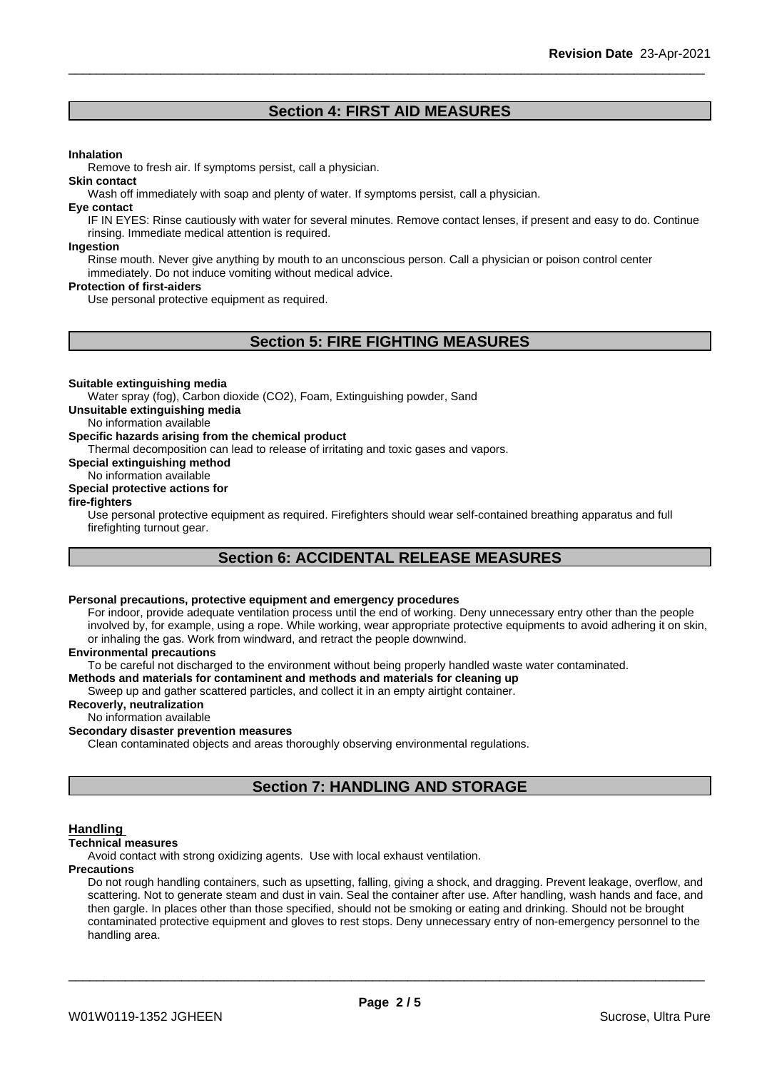## Section 4: FIRST AID MEASURES

**Inhalation**

Remove to fresh air. If symptoms persist, call a physician.

**Skin contact**

Wash off immediately with soap and plenty of water. If symptoms persist, call a physician.

**Eye contact**

IF IN EYES: Rinse cautiously with water for several minutes. Remove contact lenses, if present and easy to do. Continue rinsing. Immediate medical attention is required.

**Ingestion**

Rinse mouth. Never give anything by mouth to an unconscious person. Call a physician or poison control center immediately. Do not induce vomiting without medical advice.

**Protection of first-aiders**

Use personal protective equipment as required.

## Section 5: FIRE FIGHTING MEASURES

**Suitable extinguishing media**

Water spray (fog), Carbon dioxide (CO2), Foam, Extinguishing powder, Sand

**Unsuitable extinguishing media**

No information available

**Specific hazards arising from the chemical product**

Thermal decomposition can lead to release of irritating and toxic gases and vapors.

**Special extinguishing method**

No information available

**Special protective actions for fire-fighters**

Use personal protective equipment as required. Firefighters should wear self-contained breathing apparatus and full firefighting turnout gear.

## Section 6: ACCIDENTAL RELEASE MEASURES

**Personal precautions, protective equipment and emergency procedures**

For indoor, provide adequate ventilation process until the end of working. Deny unnecessary entry other than the people involved by, for example, using a rope. While working, wear appropriate protective equipments to avoid adhering it on skin, or inhaling the gas. Work from windward, and retract the people downwind.

**Environmental precautions**

To be careful not discharged to the environment without being properly handled waste water contaminated.

**Methods and materials for contaminent and methods and materials for cleaning up**

Sweep up and gather scattered particles, and collect it in an empty airtight container.

**Recoverly, neutralization**

No information available

**Secondary disaster prevention measures**

Clean contaminated objects and areas thoroughly observing environmental regulations.

## Section 7: HANDLING AND STORAGE

### Handling

**Technical measures**

Avoid contact with strong oxidizing agents. Use with local exhaust ventilation.

**Precautions**

Do not rough handling containers, such as upsetting, falling, giving a shock, and dragging. Prevent leakage, overflow, and scattering. Not to generate steam and dust in vain. Seal the container after use. After handling, wash hands and face, and then gargle. In places other than those specified, should not be smoking or eating and drinking. Should not be brought contaminated protective equipment and gloves to rest stops. Deny unnecessary entry of non-emergency personnel to the handling area.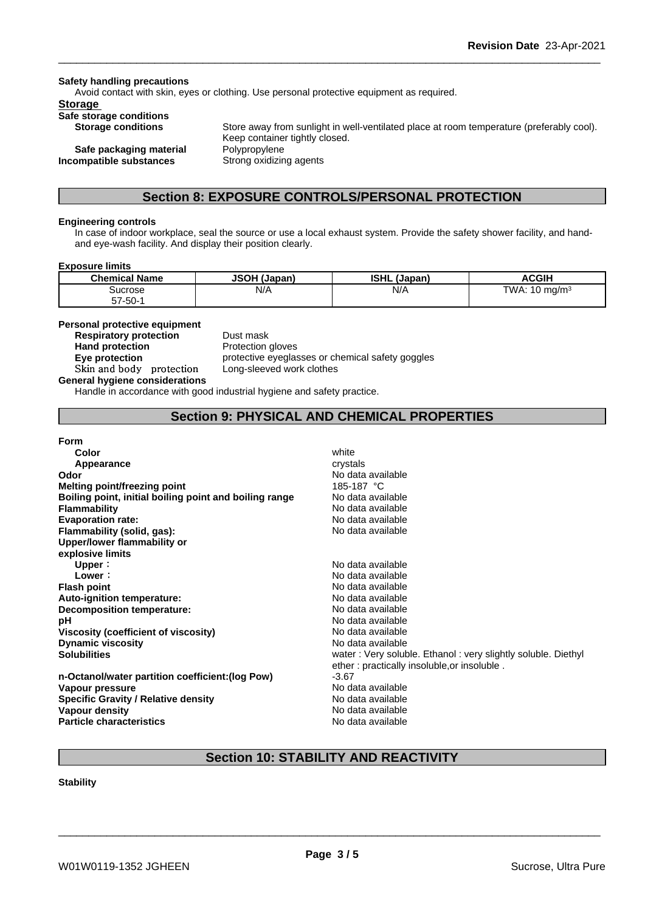**Safety handling precautions**

Avoid contact with skin, eyes or clothing. Use personal protective equipment as required.

**Storage**

**Safe storage conditions**

**Storage conditions** Store away from sunlight in well-ventilated place at room temperature (preferably cool). Keep container tightly closed.

**Safe packaging material** Polypropylene

**Incompatible substances** Strong oxidizing agents

## Section 8: EXPOSURE CONTROLS/PERSONAL PROTECTION

**Engineering controls**

In case of indoor workplace, seal the source or use a local exhaust system. Provide the safety shower facility, and hand- and eye-wash facility. And display their position clearly.

**Exposure limits**

| Chemical Name | JSOH (Japan) | ISHL (Japan) | ACGIH |
|---|---|---|---|
| Sucrose<br>57-50-1 | N/A | N/A | TWA: 10 $mg/m^3$ |

**Personal protective equipment**

**Respiratory protection** Dust mask

**Hand protection** Protection gloves

**Eye protection** protective eyeglasses or chemical safety goggles

**Skin and body protection** Long-sleeved work clothes

**General hygiene considerations**

Handle in accordance with good industrial hygiene and safety practice.

## Section 9: PHYSICAL AND CHEMICAL PROPERTIES

**Form**

**Color** white

**Appearance** crystals

**Odor** No data available

**Melting point/freezing point** 185-187 °C

**Boiling point, initial boiling point and boiling range** No data available

**Flammability** No data available

**Evaporation rate:** No data available

**Flammability (solid, gas):** No data available

**Upper/lower flammability or explosive limits**

**Upper**： No data available

**Lower**： No data available

**Flash point** No data available

**Auto-ignition temperature:** No data available

**Decomposition temperature:** No data available

**pH** No data available

**Viscosity (coefficient of viscosity)** No data available

**Dynamic viscosity** No data available

**Solubilities** water : Very soluble. Ethanol : very slightly soluble. Diethyl ether : practically insoluble,or insoluble .

**n-Octanol/water partition coefficient:(log Pow)** -3.67

**Vapour pressure** No data available

**Specific Gravity / Relative density** No data available

**Vapour density** No data available

**Particle characteristics** No data available

## Section 10: STABILITY AND REACTIVITY

**Stability**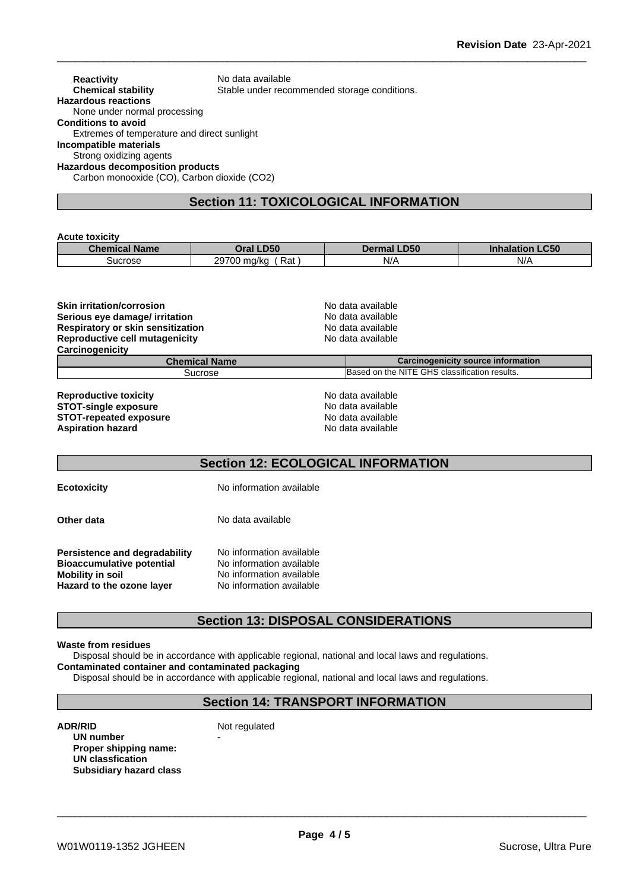**Reactivity** No data available

**Chemical stability** Stable under recommended storage conditions.

**Hazardous reactions**

None under normal processing

**Conditions to avoid**

Extremes of temperature and direct sunlight

**Incompatible materials**

Strong oxidizing agents

**Hazardous decomposition products**

Carbon monooxide (CO), Carbon dioxide ($CO_2$)

## Section 11: TOXICOLOGICAL INFORMATION

**Acute toxicity**

| Chemical Name | Oral LD50 | Dermal LD50 | Inhalation LC50 |
|---|---|---|---|
| Sucrose | 29700 mg/kg ( Rat ) | N/A | N/A |

**Skin irritation/corrosion** No data available

**Serious eye damage/ irritation** No data available

**Respiratory or skin sensitization** No data available

**Reproductive cell mutagenicity** No data available

**Carcinogenicity**

| Chemical Name | Carcinogenicity source information |
|---|---|
| Sucrose | Based on the NITE GHS classification results. |

**Reproductive toxicity** No data available

**STOT-single exposure** No data available

**STOT-repeated exposure** No data available

**Aspiration hazard** No data available

## Section 12: ECOLOGICAL INFORMATION

**Ecotoxicity** No information available

**Other data** No data available

**Persistence and degradability** No information available

**Bioaccumulative potential** No information available

**Mobility in soil** No information available

**Hazard to the ozone layer** No information available

## Section 13: DISPOSAL CONSIDERATIONS

**Waste from residues**

Disposal should be in accordance with applicable regional, national and local laws and regulations.

**Contaminated container and contaminated packaging**

Disposal should be in accordance with applicable regional, national and local laws and regulations.

## Section 14: TRANSPORT INFORMATION

**ADR/RID** Not regulated

**UN number** -

**Proper shipping name:**

**UN classfication**

**Subsidiary hazard class**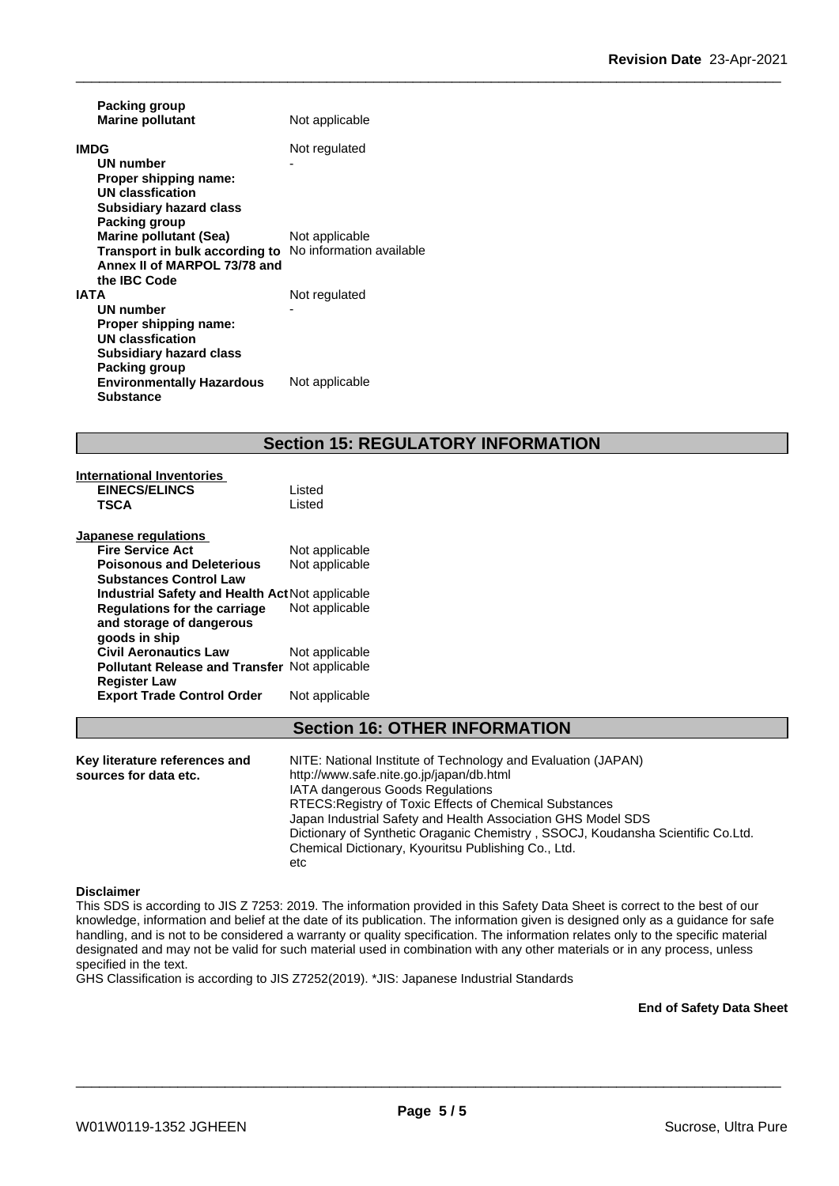| | |
|---|---|
| **Packing group** | |
| **Marine pollutant** | Not applicable |

| | |
|---|---|
| **IMDG** | Not regulated |
| **UN number** | - |
| **Proper shipping name:** | |
| **UN classfication** | |
| **Subsidiary hazard class** | |
| **Packing group** | |
| **Marine pollutant (Sea)** | Not applicable |
| **Transport in bulk according to Annex II of MARPOL 73/78 and the IBC Code** | No information available |
| **IATA** | Not regulated |
| **UN number** | - |
| **Proper shipping name:** | |
| **UN classfication** | |
| **Subsidiary hazard class** | |
| **Packing group** | |
| **Environmentally Hazardous Substance** | Not applicable |

## Section 15: REGULATORY INFORMATION

**International Inventories**

| | |
|---|---|
| **EINECS/ELINCS** | Listed |
| **TSCA** | Listed |

**Japanese regulations**

| | |
|---|---|
| **Fire Service Act** | Not applicable |
| **Poisonous and Deleterious Substances Control Law** | Not applicable |
| **Industrial Safety and Health Act** | Not applicable |
| **Regulations for the carriage and storage of dangerous goods in ship** | Not applicable |
| **Civil Aeronautics Law** | Not applicable |
| **Pollutant Release and Transfer Register Law** | Not applicable |
| **Export Trade Control Order** | Not applicable |

## Section 16: OTHER INFORMATION

**Key literature references and sources for data etc.**

NITE: National Institute of Technology and Evaluation (JAPAN)
http://www.safe.nite.go.jp/japan/db.html
IATA dangerous Goods Regulations
RTECS:Registry of Toxic Effects of Chemical Substances
Japan Industrial Safety and Health Association GHS Model SDS
Dictionary of Synthetic Oraganic Chemistry , SSOCJ, Koudansha Scientific Co.Ltd.
Chemical Dictionary, Kyouritsu Publishing Co., Ltd.
etc

**Disclaimer**

This SDS is according to JIS Z 7253: 2019. The information provided in this Safety Data Sheet is correct to the best of our knowledge, information and belief at the date of its publication. The information given is designed only as a guidance for safe handling, and is not to be considered a warranty or quality specification. The information relates only to the specific material designated and may not be valid for such material used in combination with any other materials or in any process, unless specified in the text.

GHS Classification is according to JIS Z7252(2019). *JIS: Japanese Industrial Standards

**End of Safety Data Sheet**